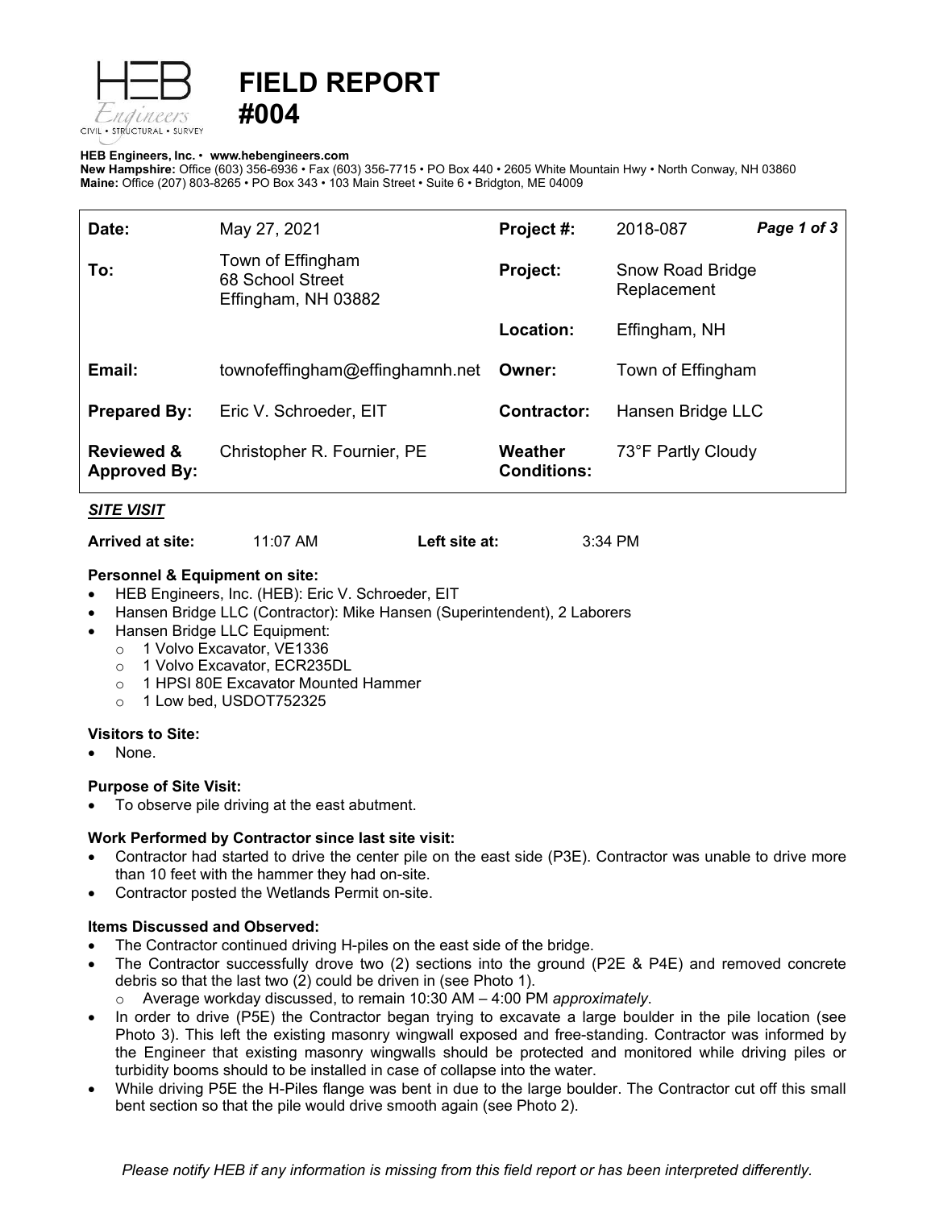# FIELD REPORT #004

**HEB Engineers, Inc.** • **www.hebengineers.com**
**New Hampshire:** Office (603) 356-6936 • Fax (603) 356-7715 • PO Box 440 • 2605 White Mountain Hwy • North Conway, NH 03860
**Maine:** Office (207) 803-8265 • PO Box 343 • 103 Main Street • Suite 6 • Bridgton, ME 04009

| | | | |
|---|---|---|---|
| **Date:** | May 27, 2021 | **Project #:** | 2018-087 |
| **To:** | Town of Effingham<br>68 School Street<br>Effingham, NH 03882 | **Project:** | Snow Road Bridge Replacement |
| | | **Location:** | Effingham, NH |
| **Email:** | townofeffingham@effinghamnh.net | **Owner:** | Town of Effingham |
| **Prepared By:** | Eric V. Schroeder, EIT | **Contractor:** | Hansen Bridge LLC |
| **Reviewed & Approved By:** | Christopher R. Fournier, PE | **Weather Conditions:** | 73°F Partly Cloudy |

***SITE VISIT***

**Arrived at site:** 11:07 AM **Left site at:** 3:34 PM

**Personnel & Equipment on site:**

- HEB Engineers, Inc. (HEB): Eric V. Schroeder, EIT
- Hansen Bridge LLC (Contractor): Mike Hansen (Superintendent), 2 Laborers
- Hansen Bridge LLC Equipment:
  - 1 Volvo Excavator, VE1336
  - 1 Volvo Excavator, ECR235DL
  - 1 HPSI 80E Excavator Mounted Hammer
  - 1 Low bed, USDOT752325

**Visitors to Site:**

- None.

**Purpose of Site Visit:**

- To observe pile driving at the east abutment.

**Work Performed by Contractor since last site visit:**

- Contractor had started to drive the center pile on the east side (P3E). Contractor was unable to drive more than 10 feet with the hammer they had on-site.
- Contractor posted the Wetlands Permit on-site.

**Items Discussed and Observed:**

- The Contractor continued driving H-piles on the east side of the bridge.
- The Contractor successfully drove two (2) sections into the ground (P2E & P4E) and removed concrete debris so that the last two (2) could be driven in (see Photo 1).
  - Average workday discussed, to remain 10:30 AM – 4:00 PM *approximately*.
- In order to drive (P5E) the Contractor began trying to excavate a large boulder in the pile location (see Photo 3). This left the existing masonry wingwall exposed and free-standing. Contractor was informed by the Engineer that existing masonry wingwalls should be protected and monitored while driving piles or turbidity booms should to be installed in case of collapse into the water.
- While driving P5E the H-Piles flange was bent in due to the large boulder. The Contractor cut off this small bent section so that the pile would drive smooth again (see Photo 2).

*Please notify HEB if any information is missing from this field report or has been interpreted differently.*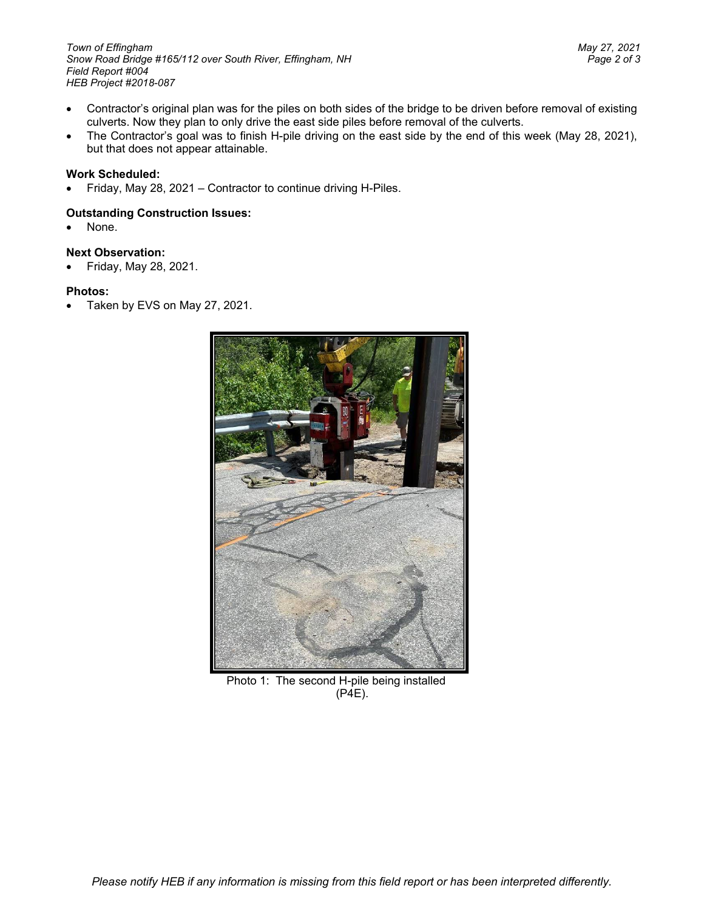- Contractor's original plan was for the piles on both sides of the bridge to be driven before removal of existing culverts. Now they plan to only drive the east side piles before removal of the culverts.
- The Contractor's goal was to finish H-pile driving on the east side by the end of this week (May 28, 2021), but that does not appear attainable.

**Work Scheduled:**

- Friday, May 28, 2021 – Contractor to continue driving H-Piles.

**Outstanding Construction Issues:**

- None.

**Next Observation:**

- Friday, May 28, 2021.

**Photos:**

- Taken by EVS on May 27, 2021.

Photo 1: The second H-pile being installed (P4E).

*Please notify HEB if any information is missing from this field report or has been interpreted differently.*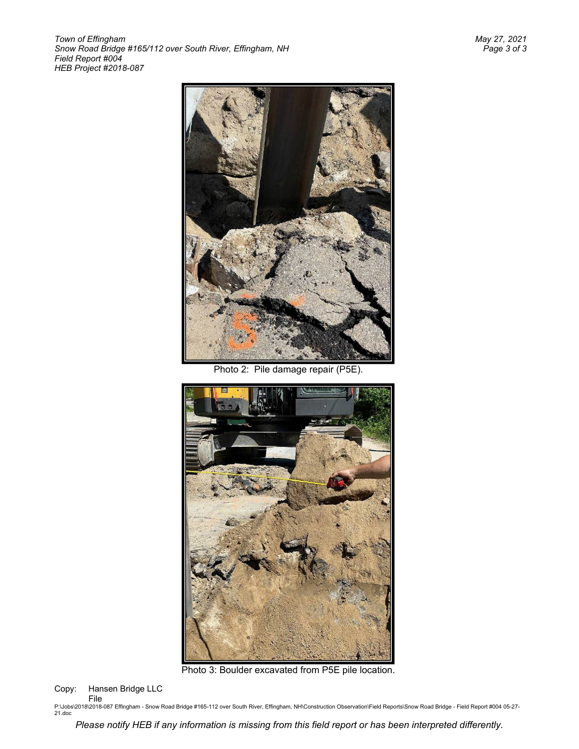Photo 2: Pile damage repair (P5E).

Photo 3: Boulder excavated from P5E pile location.

Copy: Hansen Bridge LLC
File

P:\Jobs\2018\2018-087 Effingham - Snow Road Bridge #165-112 over South River, Effingham, NH\Construction Observation\Field Reports\Snow Road Bridge - Field Report #004 05-27-21.doc

*Please notify HEB if any information is missing from this field report or has been interpreted differently.*